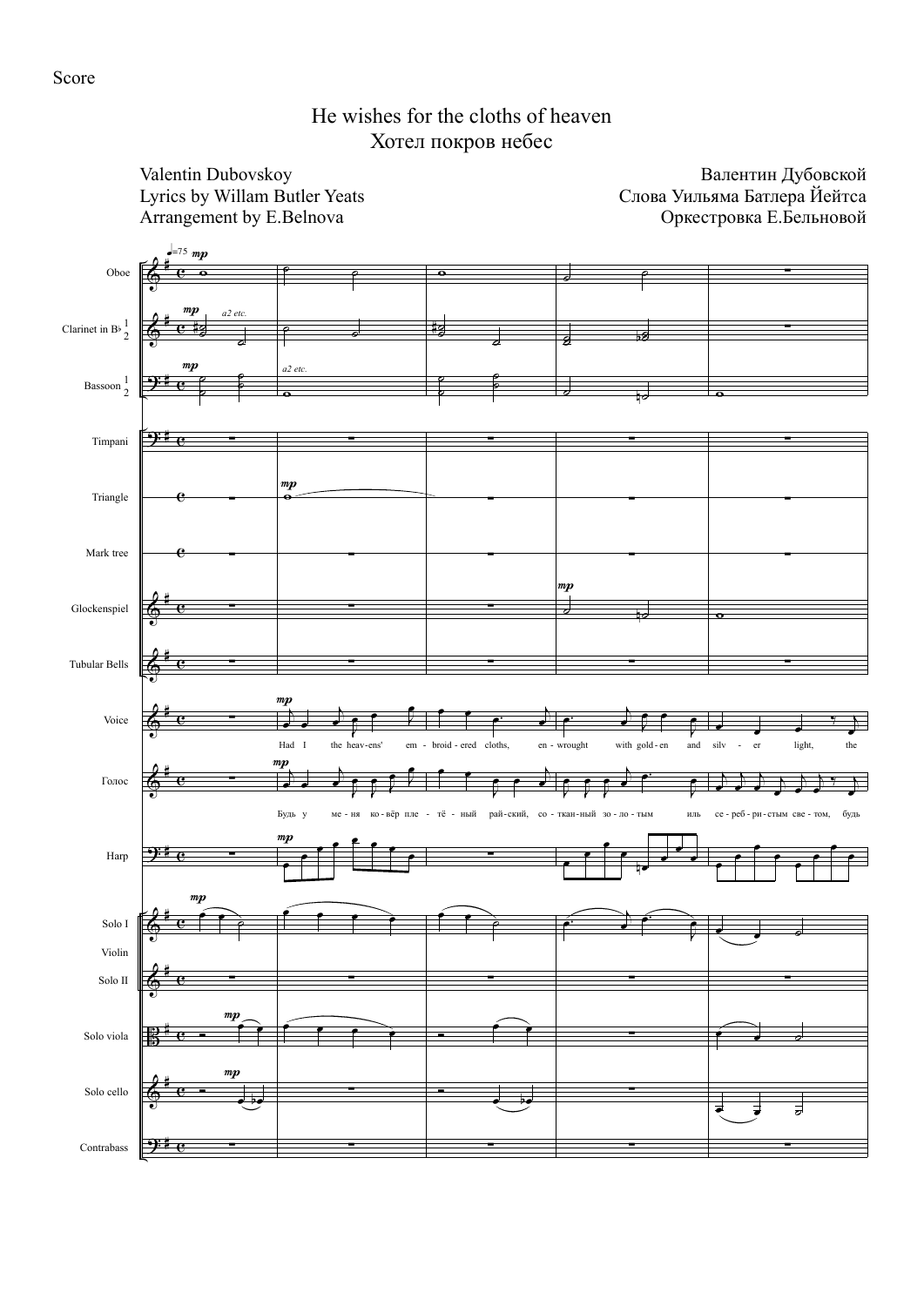Score

# He wishes for the cloths of heaven
# Хотел покров небес

Valentin Dubovskoy
Lyrics by Willam Butler Yeats
Arrangement by E.Belnova

Валентин Дубовской
Слова Уильяма Батлера Йейтса
Оркестровка Е.Бельновой

Had I the heav-ens' em - broid - ered cloths, en - wrought with gold - en and silv - er light, the

Будь у ме - ня ко - вёр пле - тё - ный рай - ский, со - ткан - ный зо - ло - тым иль се - реб - ри - стым све - том, будь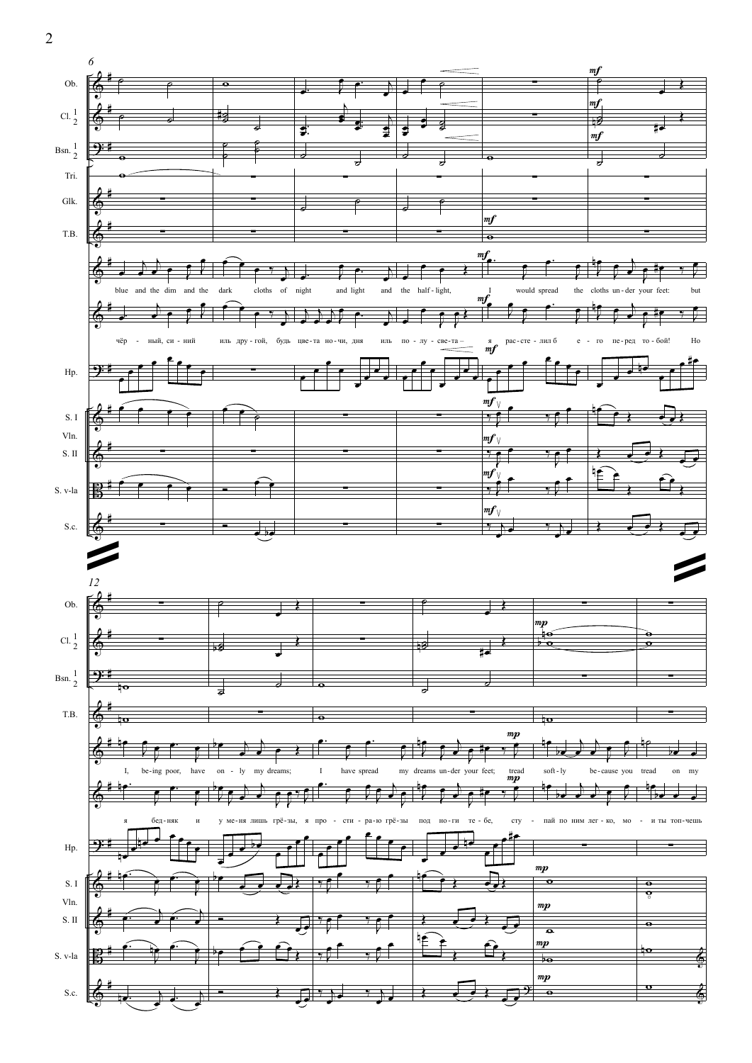blue and the dim and the dark cloths of night and light and the half-light, I would spread the cloths un-der your feet: but

чёр - ный, си - ний иль дру - гой, будь цве - та но - чи, дня иль по - лу - све - та – я рас - сте - лил б е - го пе - ред то - бой! Но

I, be-ing poor, have on - ly my dreams; I have spread my dreams un-der your feet; tread soft - ly be - cause you tread on my

я бед - няк и у ме - ня лишь грё - зы, я про - сти - ра - ю грё - зы под но - ги те - бе, сту - пай по ним лег - ко, мо - и ты топ - чешь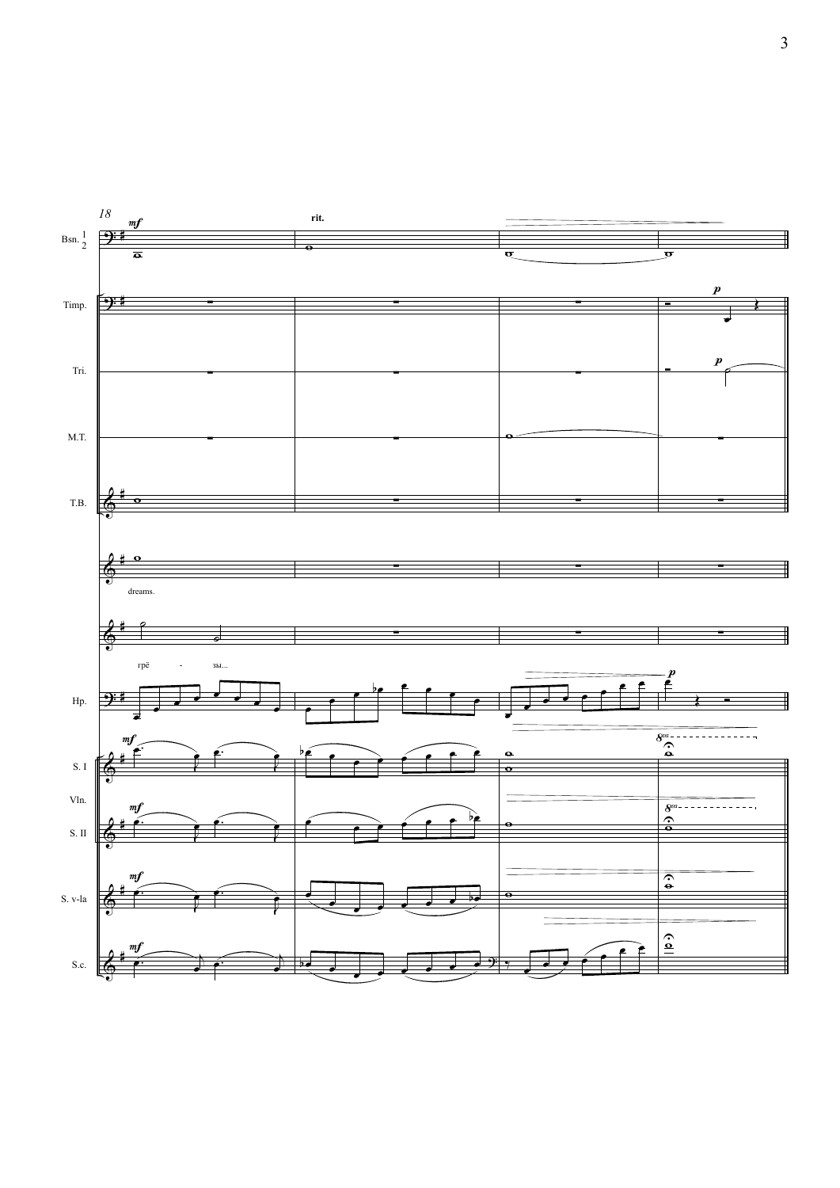18

rit.

Bsn. 1 2

Timp.

Tri.

M.T.

T.B.

dreams.

грё - зы...

Hp.

S. I

Vln.

S. II

S. v-la

S.c.